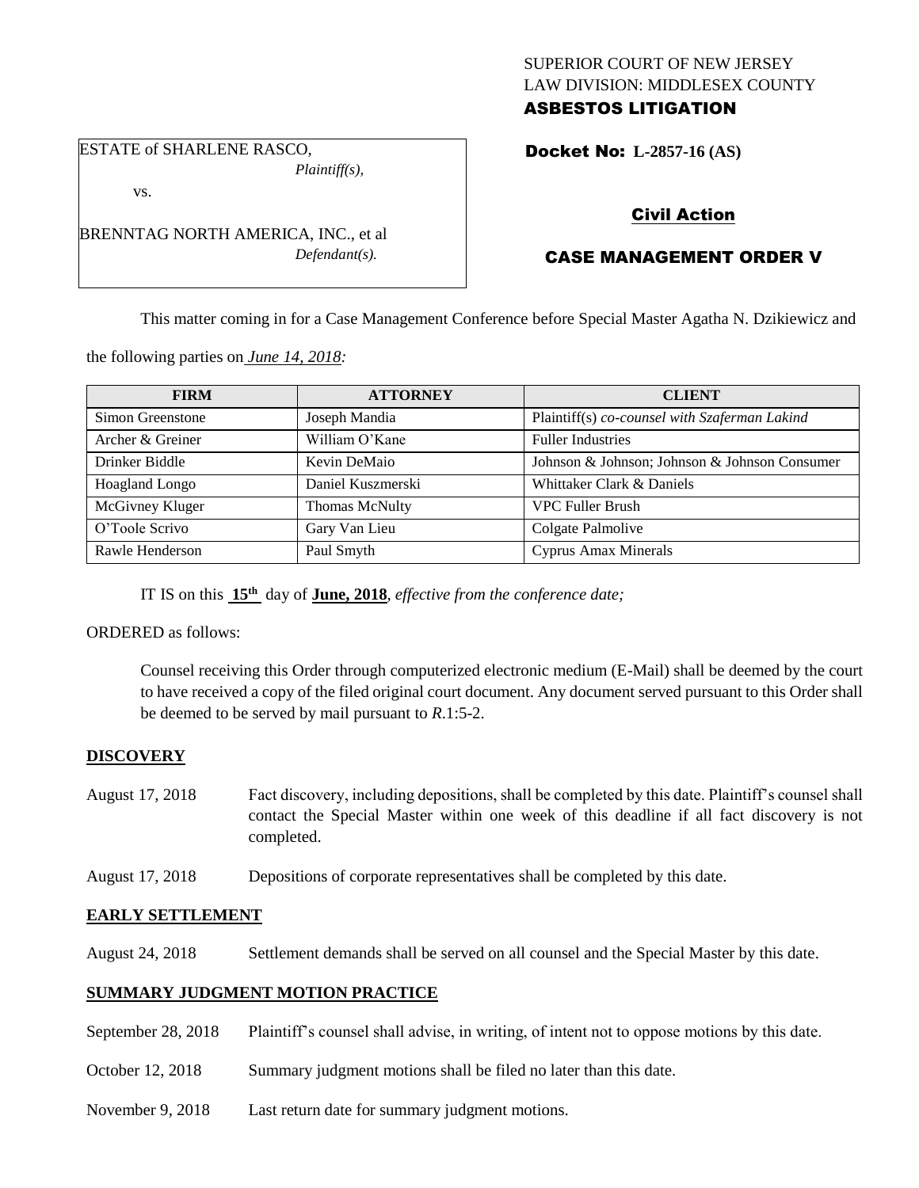SUPERIOR COURT OF NEW JERSEY
LAW DIVISION: MIDDLESEX COUNTY
**ASBESTOS LITIGATION**

ESTATE of SHARLENE RASCO,
*Plaintiff(s),*

vs.

BRENNTAG NORTH AMERICA, INC., et al
*Defendant(s).*

**Docket No: L-2857-16 (AS)**

**Civil Action**

**CASE MANAGEMENT ORDER V**

This matter coming in for a Case Management Conference before Special Master Agatha N. Dzikiewicz and the following parties on *June 14, 2018:*

| FIRM | ATTORNEY | CLIENT |
|---|---|---|
| Simon Greenstone | Joseph Mandia | Plaintiff(s) *co-counsel with Szaferman Lakind* |
| Archer & Greiner | William O'Kane | Fuller Industries |
| Drinker Biddle | Kevin DeMaio | Johnson & Johnson; Johnson & Johnson Consumer |
| Hoagland Longo | Daniel Kuszmerski | Whittaker Clark & Daniels |
| McGivney Kluger | Thomas McNulty | VPC Fuller Brush |
| O'Toole Scrivo | Gary Van Lieu | Colgate Palmolive |
| Rawle Henderson | Paul Smyth | Cyprus Amax Minerals |

IT IS on this **15th** day of **June, 2018**, *effective from the conference date;*

ORDERED as follows:

Counsel receiving this Order through computerized electronic medium (E-Mail) shall be deemed by the court to have received a copy of the filed original court document. Any document served pursuant to this Order shall be deemed to be served by mail pursuant to *R*.1:5-2.

**DISCOVERY**

August 17, 2018 — Fact discovery, including depositions, shall be completed by this date. Plaintiff's counsel shall contact the Special Master within one week of this deadline if all fact discovery is not completed.

August 17, 2018 — Depositions of corporate representatives shall be completed by this date.

**EARLY SETTLEMENT**

August 24, 2018 — Settlement demands shall be served on all counsel and the Special Master by this date.

**SUMMARY JUDGMENT MOTION PRACTICE**

September 28, 2018 — Plaintiff's counsel shall advise, in writing, of intent not to oppose motions by this date.

October 12, 2018 — Summary judgment motions shall be filed no later than this date.

November 9, 2018 — Last return date for summary judgment motions.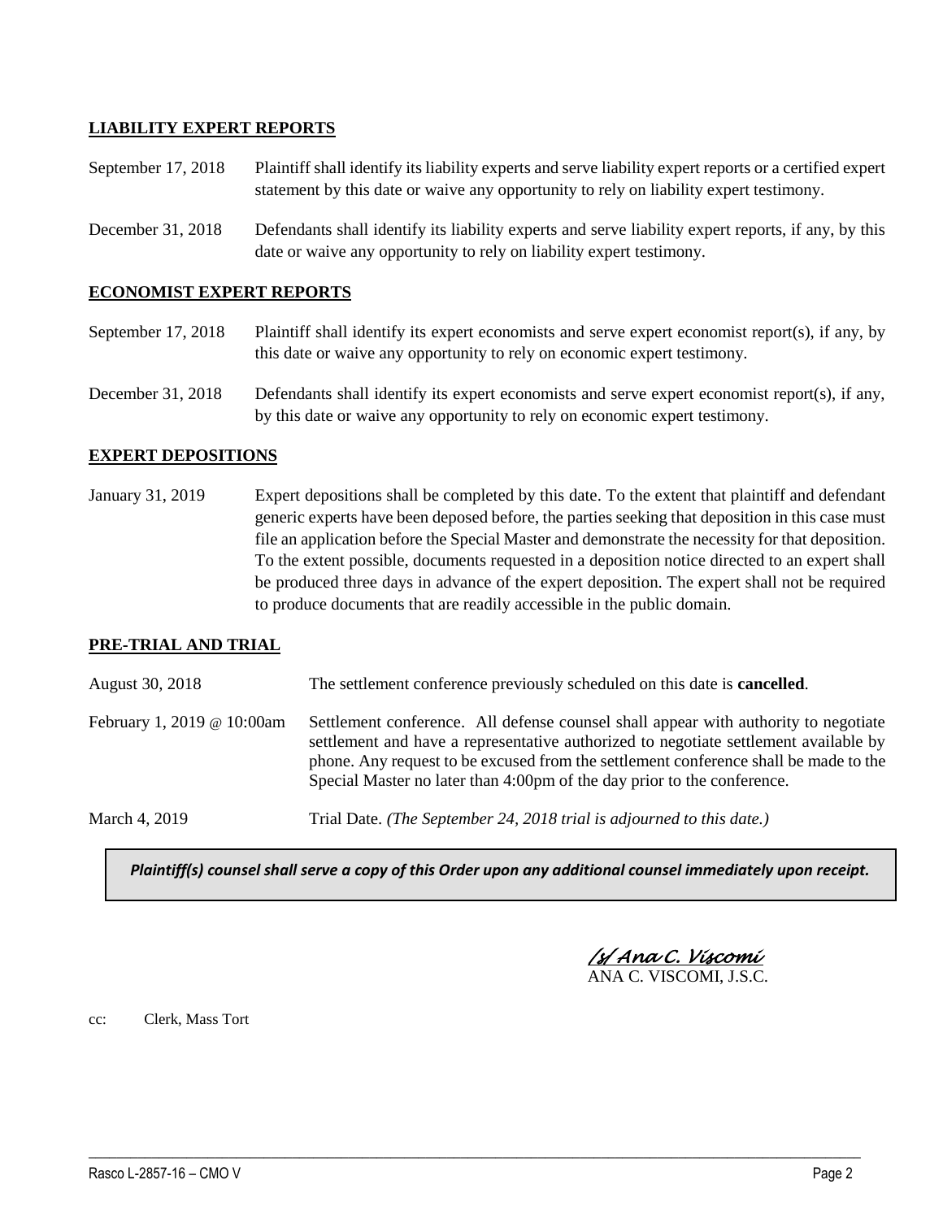## LIABILITY EXPERT REPORTS

| | |
|---|---|
| September 17, 2018 | Plaintiff shall identify its liability experts and serve liability expert reports or a certified expert statement by this date or waive any opportunity to rely on liability expert testimony. |
| December 31, 2018 | Defendants shall identify its liability experts and serve liability expert reports, if any, by this date or waive any opportunity to rely on liability expert testimony. |

## ECONOMIST EXPERT REPORTS

| | |
|---|---|
| September 17, 2018 | Plaintiff shall identify its expert economists and serve expert economist report(s), if any, by this date or waive any opportunity to rely on economic expert testimony. |
| December 31, 2018 | Defendants shall identify its expert economists and serve expert economist report(s), if any, by this date or waive any opportunity to rely on economic expert testimony. |

## EXPERT DEPOSITIONS

| | |
|---|---|
| January 31, 2019 | Expert depositions shall be completed by this date. To the extent that plaintiff and defendant generic experts have been deposed before, the parties seeking that deposition in this case must file an application before the Special Master and demonstrate the necessity for that deposition. To the extent possible, documents requested in a deposition notice directed to an expert shall be produced three days in advance of the expert deposition. The expert shall not be required to produce documents that are readily accessible in the public domain. |

## PRE-TRIAL AND TRIAL

| | |
|---|---|
| August 30, 2018 | The settlement conference previously scheduled on this date is **cancelled**. |
| February 1, 2019 @ 10:00am | Settlement conference. All defense counsel shall appear with authority to negotiate settlement and have a representative authorized to negotiate settlement available by phone. Any request to be excused from the settlement conference shall be made to the Special Master no later than 4:00pm of the day prior to the conference. |
| March 4, 2019 | Trial Date. *(The September 24, 2018 trial is adjourned to this date.)* |

***Plaintiff(s) counsel shall serve a copy of this Order upon any additional counsel immediately upon receipt.***

*/s/ Ana C. Viscomi*
ANA C. VISCOMI, J.S.C.

cc: Clerk, Mass Tort

Rasco L-2857-16 – CMO V